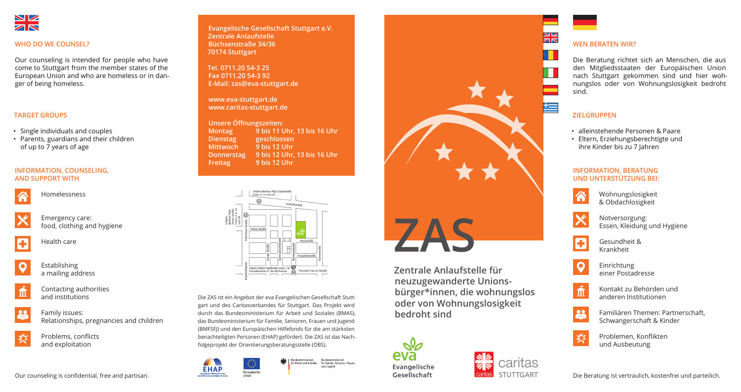## WHO DO WE COUNSEL?

Our counseling is intended for people who have come to Stuttgart from the member states of the European Union and who are homeless or in danger of being homeless.

## TARGET GROUPS

- Single individuals and couples
- Parents, guardians and their children of up to 7 years of age

## INFORMATION, COUNSELING, AND SUPPORT WITH

- Homelessness
- Emergency care: food, clothing and hygiene
- Health care
- Establishing a mailing address
- Contacting authorities and institutions
- Family issues: Relationships, pregnancies and children
- Problems, conflicts and exploitation

Our counseling is confidential, free and partisan.

**Evangelische Gesellschaft Stuttgart e.V.**
**Zentrale Anlaufstelle**
**Büchsenstraße 34/36**
**70174 Stuttgart**

**Tel. 0711.20 54-3 25**
**Fax 0711.20 54-3 92**
**E-Mail: zas@eva-stuttgart.de**

**www.eva-stuttgart.de**
**www.caritas-stuttgart.de**

**Unsere Öffnungszeiten:**

| | |
|---|---|
| Montag | 9 bis 11 Uhr, 13 bis 16 Uhr |
| Dienstag | geschlossen |
| Mittwoch | 9 bis 12 Uhr |
| Donnerstag | 9 bis 12 Uhr, 13 bis 16 Uhr |
| Freitag | 9 bis 12 Uhr |

U-Bahn Berliner Platz (Liederhalle) Linien 4, 14 und 29 · Schloßstraße · U-Bahn Berliner Platz (Hohe Straße) Linien 2, 4, 14 und 34 · Fritz-Elsas-Straße · Hohe Straße · Lange Straße · Gymnasiumstraße · Büchsenstraße · Heustraße · Hospitalstraße · Kienestraße · Rotebühlplatz · S-Bahn Station Stadtmitte Linien 1–6 · Schnellbuslinie X1 Hst. Büchsenstr. · Theodor-Heuss-Straße

Die ZAS ist ein Angebot der eva Evangelischen Gesellschaft Stuttgart und des Caritasverbandes für Stuttgart. Das Projekt wird durch das Bundesministerium für Arbeit und Soziales (BMAS), das Bundesministerium für Familie, Senioren, Frauen und Jugend (BMFSFJ) und den Europäischen Hilfefonds für die am stärksten benachteiligten Personen (EHAP) gefördert. Die ZAS ist das Nachfolgeprojekt der Orientierungsberatungsstelle (OBS).

EHAP · Europäische Union · Bundesministerium für Arbeit und Soziales · Bundesministerium für Familie, Senioren, Frauen und Jugend

# ZAS

**Zentrale Anlaufstelle für neuzugewanderte Unionsbürger*innen, die wohnungslos oder von Wohnungslosigkeit bedroht sind**

eva Evangelische Gesellschaft · caritas STUTTGART

## WEN BERATEN WIR?

Die Beratung richtet sich an Menschen, die aus den Mitgliedsstaaten der Europäischen Union nach Stuttgart gekommen sind und hier wohnungslos oder von Wohnungslosigkeit bedroht sind.

## ZIELGRUPPEN

- alleinstehende Personen & Paare
- Eltern, Erziehungsberechtigte und ihre Kinder bis zu 7 Jahren

## INFORMATION, BERATUNG UND UNTERSTÜTZUNG BEI:

- Wohnungslosigkeit & Obdachlosigkeit
- Notversorgung: Essen, Kleidung und Hygiene
- Gesundheit & Krankheit
- Einrichtung einer Postadresse
- Kontakt zu Behörden und anderen Institutionen
- Familiären Themen: Partnerschaft, Schwangerschaft & Kinder
- Problemen, Konflikten und Ausbeutung

Die Beratung ist vertraulich, kostenfrei und parteilich.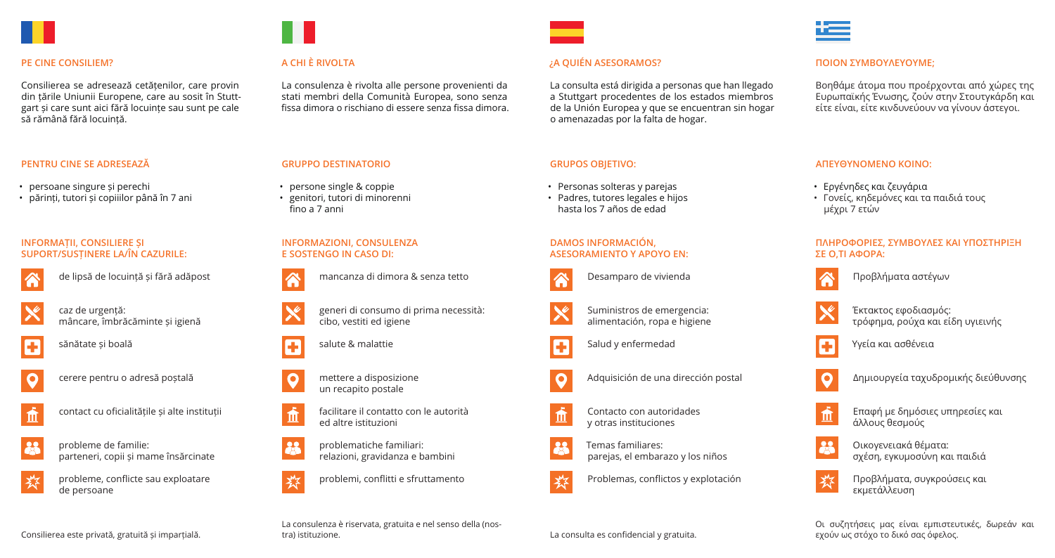## PE CINE CONSILIEM?

Consilierea se adresează cetățenilor, care provin din țările Uniunii Europene, care au sosit în Stuttgart și care sunt aici fără locuințe sau sunt pe cale să rămână fără locuință.

### PENTRU CINE SE ADRESEAZĂ

- persoane singure și perechi
- părinți, tutori și copiiilor până în 7 ani

### INFORMAȚII, CONSILIERE ȘI SUPORT/SUSȚINERE LA/ÎN CAZURILE:

- de lipsă de locuință și fără adăpost
- caz de urgență: mâncare, îmbrăcăminte și igienă
- sănătate și boală
- cerere pentru o adresă poștală
- contact cu oficialitățile și alte instituții
- probleme de familie: parteneri, copii și mame însărcinate
- probleme, conflicte sau exploatare de persoane

Consilierea este privată, gratuită și imparțială.

## A CHI È RIVOLTA

La consulenza è rivolta alle persone provenienti da stati membri della Comunità Europea, sono senza fissa dimora o rischiano di essere senza fissa dimora.

### GRUPPO DESTINATORIO

- persone single & coppie
- genitori, tutori di minorenni fino a 7 anni

### INFORMAZIONI, CONSULENZA E SOSTENGO IN CASO DI:

- mancanza di dimora & senza tetto
- generi di consumo di prima necessità: cibo, vestiti ed igiene
- salute & malattie
- mettere a disposizione un recapito postale
- facilitare il contatto con le autorità ed altre istituzioni
- problematiche familiari: relazioni, gravidanza e bambini
- problemi, conflitti e sfruttamento

La consulenza è riservata, gratuita e nel senso della (nostra) istituzione.

## ¿A QUIÉN ASESORAMOS?

La consulta está dirigida a personas que han llegado a Stuttgart procedentes de los estados miembros de la Unión Europea y que se encuentran sin hogar o amenazadas por la falta de hogar.

### GRUPOS OBJETIVO:

- Personas solteras y parejas
- Padres, tutores legales e hijos hasta los 7 años de edad

### DAMOS INFORMACIÓN, ASESORAMIENTO Y APOYO EN:

- Desamparo de vivienda
- Suministros de emergencia: alimentación, ropa e higiene
- Salud y enfermedad
- Adquisición de una dirección postal
- Contacto con autoridades y otras instituciones
- Temas familiares: parejas, el embarazo y los niños
- Problemas, conflictos y explotación

La consulta es confidencial y gratuita.

## ΠΟΙΟΝ ΣΥΜΒΟΥΛΕΥΟΥΜΕ;

Βοηθάμε άτομα που προέρχονται από χώρες της Ευρωπαϊκής Ένωσης, ζούν στην Στουτγκάρδη και είτε είναι, είτε κινδυνεύουν να γίνουν άστεγοι.

### ΑΠΕΥΘΥΝΟΜΕΝΟ ΚΟΙΝΟ:

- Εργένηδες και ζευγάρια
- Γονείς, κηδεμόνες και τα παιδιά τους μέχρι 7 ετών

### ΠΛΗΡΟΦΟΡΙΕΣ, ΣΥΜΒΟΥΛΕΣ ΚΑΙ ΥΠΟΣΤΗΡΙΞΗ ΣΕ Ο,ΤΙ ΑΦΟΡΑ:

- Προβλήματα αστέγων
- Έκτακτος εφοδιασμός: τρόφημα, ρούχα και είδη υγιεινής
- Υγεία και ασθένεια
- Δημιουργεία ταχυδρομικής διεύθυνσης
- Επαφή με δημόσιες υπηρεσίες και άλλους θεσμούς
- Οικογενειακά θέματα: σχέση, εγκυμοσύνη και παιδιά
- Προβλήματα, συγκρούσεις και εκμετάλλευση

Οι συζητήσεις μας είναι εμπιστευτικές, δωρεάν και εχούν ως στόχο το δικό σας όφελος.